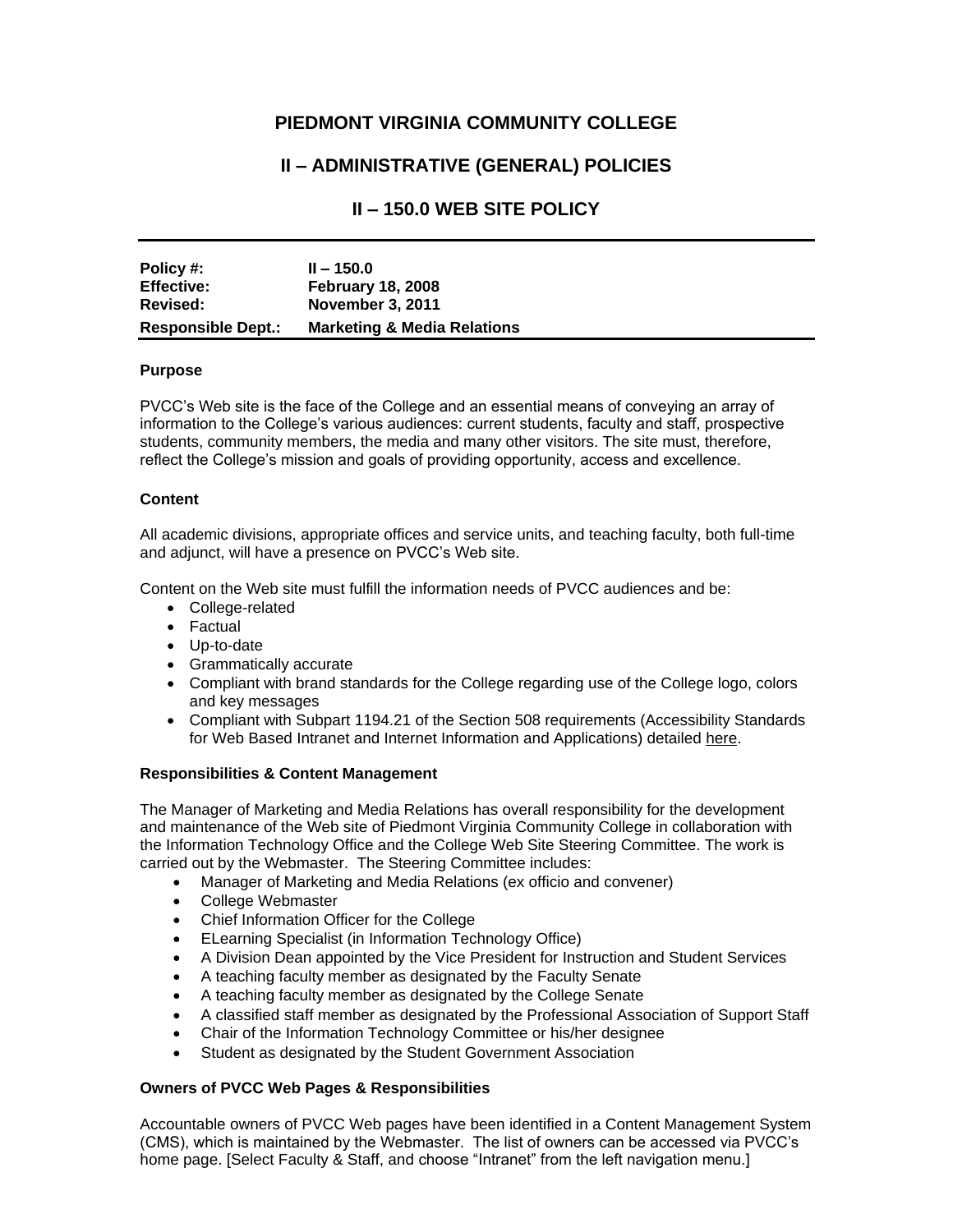# PIEDMONT VIRGINIA COMMUNITY COLLEGE

## II – ADMINISTRATIVE (GENERAL) POLICIES

## II – 150.0 WEB SITE POLICY

| | |
|---|---|
| **Policy #:** | **II – 150.0** |
| **Effective:** | **February 18, 2008** |
| **Revised:** | **November 3, 2011** |
| **Responsible Dept.:** | **Marketing & Media Relations** |

### Purpose

PVCC's Web site is the face of the College and an essential means of conveying an array of information to the College's various audiences: current students, faculty and staff, prospective students, community members, the media and many other visitors. The site must, therefore, reflect the College's mission and goals of providing opportunity, access and excellence.

### Content

All academic divisions, appropriate offices and service units, and teaching faculty, both full-time and adjunct, will have a presence on PVCC's Web site.

Content on the Web site must fulfill the information needs of PVCC audiences and be:

- College-related
- Factual
- Up-to-date
- Grammatically accurate
- Compliant with brand standards for the College regarding use of the College logo, colors and key messages
- Compliant with Subpart 1194.21 of the Section 508 requirements (Accessibility Standards for Web Based Intranet and Internet Information and Applications) detailed here.

### Responsibilities & Content Management

The Manager of Marketing and Media Relations has overall responsibility for the development and maintenance of the Web site of Piedmont Virginia Community College in collaboration with the Information Technology Office and the College Web Site Steering Committee. The work is carried out by the Webmaster. The Steering Committee includes:

- Manager of Marketing and Media Relations (ex officio and convener)
- College Webmaster
- Chief Information Officer for the College
- ELearning Specialist (in Information Technology Office)
- A Division Dean appointed by the Vice President for Instruction and Student Services
- A teaching faculty member as designated by the Faculty Senate
- A teaching faculty member as designated by the College Senate
- A classified staff member as designated by the Professional Association of Support Staff
- Chair of the Information Technology Committee or his/her designee
- Student as designated by the Student Government Association

### Owners of PVCC Web Pages & Responsibilities

Accountable owners of PVCC Web pages have been identified in a Content Management System (CMS), which is maintained by the Webmaster. The list of owners can be accessed via PVCC's home page. [Select Faculty & Staff, and choose "Intranet" from the left navigation menu.]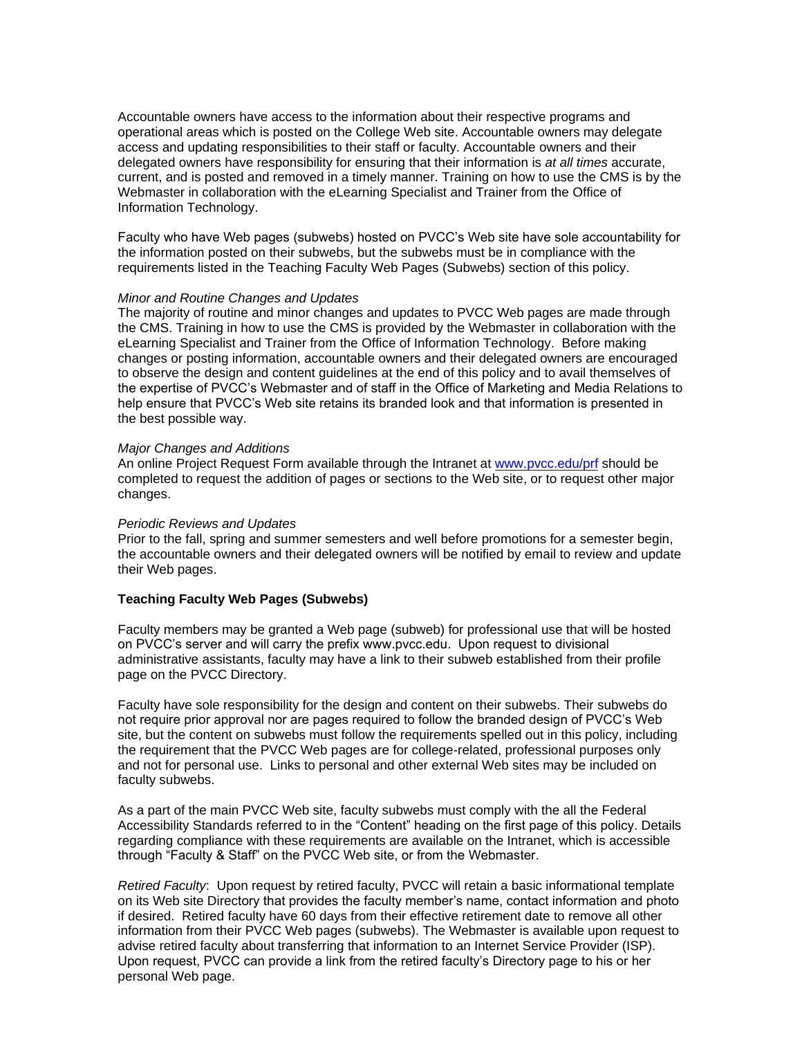Accountable owners have access to the information about their respective programs and operational areas which is posted on the College Web site. Accountable owners may delegate access and updating responsibilities to their staff or faculty. Accountable owners and their delegated owners have responsibility for ensuring that their information is *at all times* accurate, current, and is posted and removed in a timely manner. Training on how to use the CMS is by the Webmaster in collaboration with the eLearning Specialist and Trainer from the Office of Information Technology.

Faculty who have Web pages (subwebs) hosted on PVCC's Web site have sole accountability for the information posted on their subwebs, but the subwebs must be in compliance with the requirements listed in the Teaching Faculty Web Pages (Subwebs) section of this policy.

*Minor and Routine Changes and Updates*

The majority of routine and minor changes and updates to PVCC Web pages are made through the CMS. Training in how to use the CMS is provided by the Webmaster in collaboration with the eLearning Specialist and Trainer from the Office of Information Technology. Before making changes or posting information, accountable owners and their delegated owners are encouraged to observe the design and content guidelines at the end of this policy and to avail themselves of the expertise of PVCC's Webmaster and of staff in the Office of Marketing and Media Relations to help ensure that PVCC's Web site retains its branded look and that information is presented in the best possible way.

*Major Changes and Additions*

An online Project Request Form available through the Intranet at [www.pvcc.edu/prf](www.pvcc.edu/prf) should be completed to request the addition of pages or sections to the Web site, or to request other major changes.

*Periodic Reviews and Updates*

Prior to the fall, spring and summer semesters and well before promotions for a semester begin, the accountable owners and their delegated owners will be notified by email to review and update their Web pages.

**Teaching Faculty Web Pages (Subwebs)**

Faculty members may be granted a Web page (subweb) for professional use that will be hosted on PVCC's server and will carry the prefix www.pvcc.edu. Upon request to divisional administrative assistants, faculty may have a link to their subweb established from their profile page on the PVCC Directory.

Faculty have sole responsibility for the design and content on their subwebs. Their subwebs do not require prior approval nor are pages required to follow the branded design of PVCC's Web site, but the content on subwebs must follow the requirements spelled out in this policy, including the requirement that the PVCC Web pages are for college-related, professional purposes only and not for personal use. Links to personal and other external Web sites may be included on faculty subwebs.

As a part of the main PVCC Web site, faculty subwebs must comply with the all the Federal Accessibility Standards referred to in the "Content" heading on the first page of this policy. Details regarding compliance with these requirements are available on the Intranet, which is accessible through "Faculty & Staff" on the PVCC Web site, or from the Webmaster.

*Retired Faculty*: Upon request by retired faculty, PVCC will retain a basic informational template on its Web site Directory that provides the faculty member's name, contact information and photo if desired. Retired faculty have 60 days from their effective retirement date to remove all other information from their PVCC Web pages (subwebs). The Webmaster is available upon request to advise retired faculty about transferring that information to an Internet Service Provider (ISP). Upon request, PVCC can provide a link from the retired faculty's Directory page to his or her personal Web page.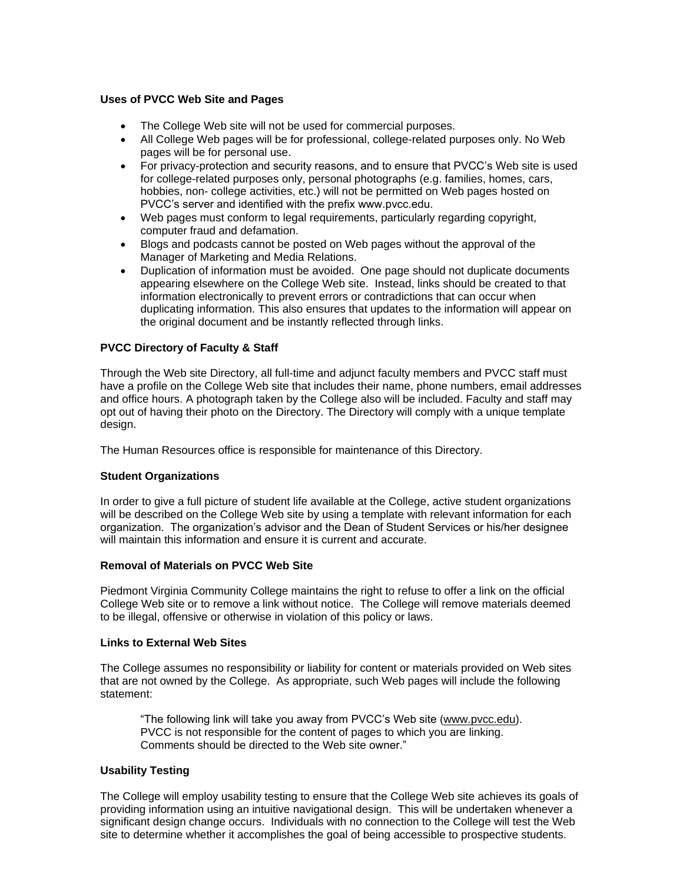**Uses of PVCC Web Site and Pages**

- The College Web site will not be used for commercial purposes.
- All College Web pages will be for professional, college-related purposes only. No Web pages will be for personal use.
- For privacy-protection and security reasons, and to ensure that PVCC's Web site is used for college-related purposes only, personal photographs (e.g. families, homes, cars, hobbies, non- college activities, etc.) will not be permitted on Web pages hosted on PVCC's server and identified with the prefix www.pvcc.edu.
- Web pages must conform to legal requirements, particularly regarding copyright, computer fraud and defamation.
- Blogs and podcasts cannot be posted on Web pages without the approval of the Manager of Marketing and Media Relations.
- Duplication of information must be avoided. One page should not duplicate documents appearing elsewhere on the College Web site. Instead, links should be created to that information electronically to prevent errors or contradictions that can occur when duplicating information. This also ensures that updates to the information will appear on the original document and be instantly reflected through links.

**PVCC Directory of Faculty & Staff**

Through the Web site Directory, all full-time and adjunct faculty members and PVCC staff must have a profile on the College Web site that includes their name, phone numbers, email addresses and office hours. A photograph taken by the College also will be included. Faculty and staff may opt out of having their photo on the Directory. The Directory will comply with a unique template design.

The Human Resources office is responsible for maintenance of this Directory.

**Student Organizations**

In order to give a full picture of student life available at the College, active student organizations will be described on the College Web site by using a template with relevant information for each organization. The organization's advisor and the Dean of Student Services or his/her designee will maintain this information and ensure it is current and accurate.

**Removal of Materials on PVCC Web Site**

Piedmont Virginia Community College maintains the right to refuse to offer a link on the official College Web site or to remove a link without notice. The College will remove materials deemed to be illegal, offensive or otherwise in violation of this policy or laws.

**Links to External Web Sites**

The College assumes no responsibility or liability for content or materials provided on Web sites that are not owned by the College. As appropriate, such Web pages will include the following statement:

> "The following link will take you away from PVCC's Web site (www.pvcc.edu). PVCC is not responsible for the content of pages to which you are linking. Comments should be directed to the Web site owner."

**Usability Testing**

The College will employ usability testing to ensure that the College Web site achieves its goals of providing information using an intuitive navigational design. This will be undertaken whenever a significant design change occurs. Individuals with no connection to the College will test the Web site to determine whether it accomplishes the goal of being accessible to prospective students.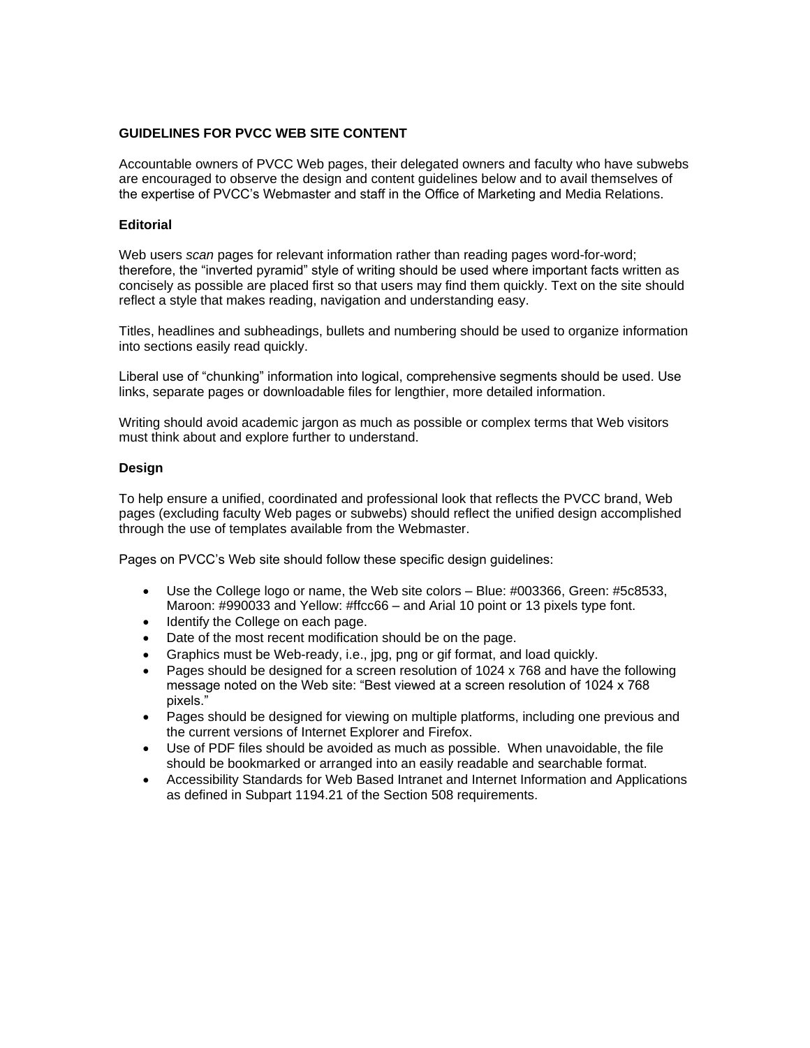# GUIDELINES FOR PVCC WEB SITE CONTENT

Accountable owners of PVCC Web pages, their delegated owners and faculty who have subwebs are encouraged to observe the design and content guidelines below and to avail themselves of the expertise of PVCC's Webmaster and staff in the Office of Marketing and Media Relations.

## Editorial

Web users *scan* pages for relevant information rather than reading pages word-for-word; therefore, the "inverted pyramid" style of writing should be used where important facts written as concisely as possible are placed first so that users may find them quickly. Text on the site should reflect a style that makes reading, navigation and understanding easy.

Titles, headlines and subheadings, bullets and numbering should be used to organize information into sections easily read quickly.

Liberal use of "chunking" information into logical, comprehensive segments should be used. Use links, separate pages or downloadable files for lengthier, more detailed information.

Writing should avoid academic jargon as much as possible or complex terms that Web visitors must think about and explore further to understand.

## Design

To help ensure a unified, coordinated and professional look that reflects the PVCC brand, Web pages (excluding faculty Web pages or subwebs) should reflect the unified design accomplished through the use of templates available from the Webmaster.

Pages on PVCC's Web site should follow these specific design guidelines:

- Use the College logo or name, the Web site colors – Blue: #003366, Green: #5c8533, Maroon: #990033 and Yellow: #ffcc66 – and Arial 10 point or 13 pixels type font.
- Identify the College on each page.
- Date of the most recent modification should be on the page.
- Graphics must be Web-ready, i.e., jpg, png or gif format, and load quickly.
- Pages should be designed for a screen resolution of 1024 x 768 and have the following message noted on the Web site: "Best viewed at a screen resolution of 1024 x 768 pixels."
- Pages should be designed for viewing on multiple platforms, including one previous and the current versions of Internet Explorer and Firefox.
- Use of PDF files should be avoided as much as possible. When unavoidable, the file should be bookmarked or arranged into an easily readable and searchable format.
- Accessibility Standards for Web Based Intranet and Internet Information and Applications as defined in Subpart 1194.21 of the Section 508 requirements.